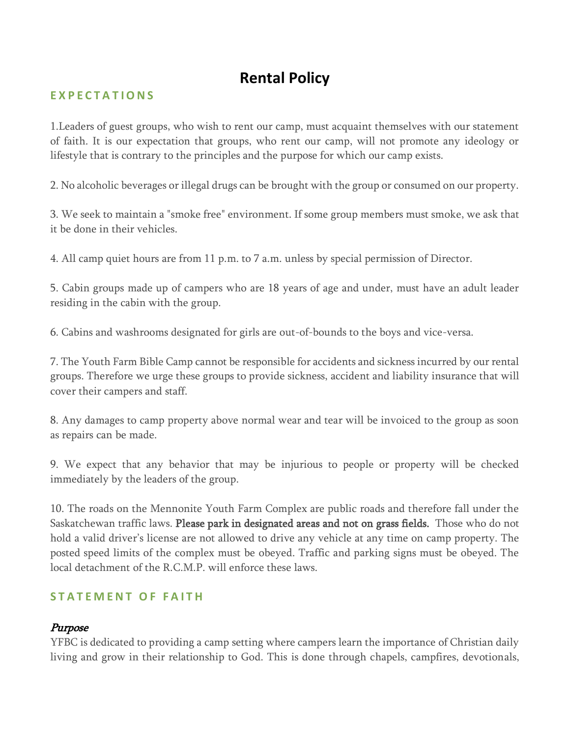# Rental Policy

## EXPECTATIONS

1.Leaders of guest groups, who wish to rent our camp, must acquaint themselves with our statement of faith. It is our expectation that groups, who rent our camp, will not promote any ideology or lifestyle that is contrary to the principles and the purpose for which our camp exists.

2. No alcoholic beverages or illegal drugs can be brought with the group or consumed on our property.

3. We seek to maintain a "smoke free" environment. If some group members must smoke, we ask that it be done in their vehicles.

4. All camp quiet hours are from 11 p.m. to 7 a.m. unless by special permission of Director.

5. Cabin groups made up of campers who are 18 years of age and under, must have an adult leader residing in the cabin with the group.

6. Cabins and washrooms designated for girls are out-of-bounds to the boys and vice-versa.

7. The Youth Farm Bible Camp cannot be responsible for accidents and sickness incurred by our rental groups. Therefore we urge these groups to provide sickness, accident and liability insurance that will cover their campers and staff.

8. Any damages to camp property above normal wear and tear will be invoiced to the group as soon as repairs can be made.

9. We expect that any behavior that may be injurious to people or property will be checked immediately by the leaders of the group.

10. The roads on the Mennonite Youth Farm Complex are public roads and therefore fall under the Saskatchewan traffic laws. Please park in designated areas and not on grass fields. Those who do not hold a valid driver's license are not allowed to drive any vehicle at any time on camp property. The posted speed limits of the complex must be obeyed. Traffic and parking signs must be obeyed. The local detachment of the R.C.M.P. will enforce these laws.

## STATEMENT OF FAITH

*Purpose*

YFBC is dedicated to providing a camp setting where campers learn the importance of Christian daily living and grow in their relationship to God. This is done through chapels, campfires, devotionals,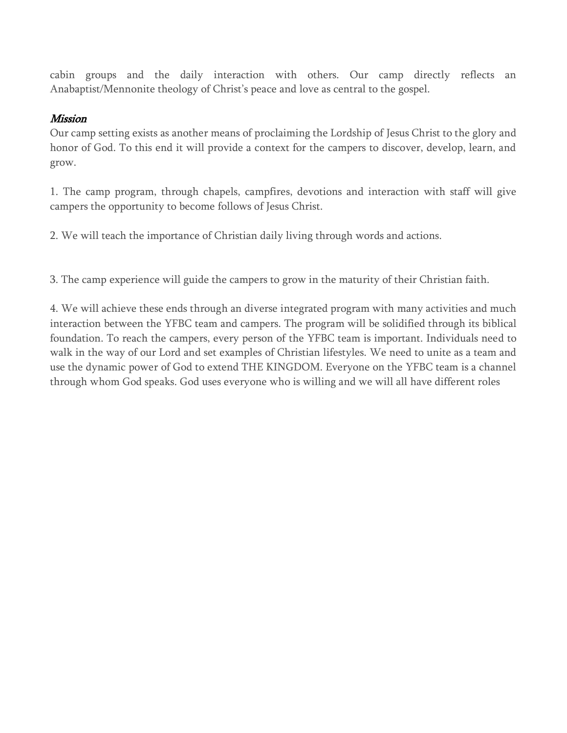cabin groups and the daily interaction with others. Our camp directly reflects an Anabaptist/Mennonite theology of Christ's peace and love as central to the gospel.

### *Mission*

Our camp setting exists as another means of proclaiming the Lordship of Jesus Christ to the glory and honor of God. To this end it will provide a context for the campers to discover, develop, learn, and grow.

1. The camp program, through chapels, campfires, devotions and interaction with staff will give campers the opportunity to become follows of Jesus Christ.

2. We will teach the importance of Christian daily living through words and actions.

3. The camp experience will guide the campers to grow in the maturity of their Christian faith.

4. We will achieve these ends through an diverse integrated program with many activities and much interaction between the YFBC team and campers. The program will be solidified through its biblical foundation. To reach the campers, every person of the YFBC team is important. Individuals need to walk in the way of our Lord and set examples of Christian lifestyles. We need to unite as a team and use the dynamic power of God to extend THE KINGDOM. Everyone on the YFBC team is a channel through whom God speaks. God uses everyone who is willing and we will all have different roles